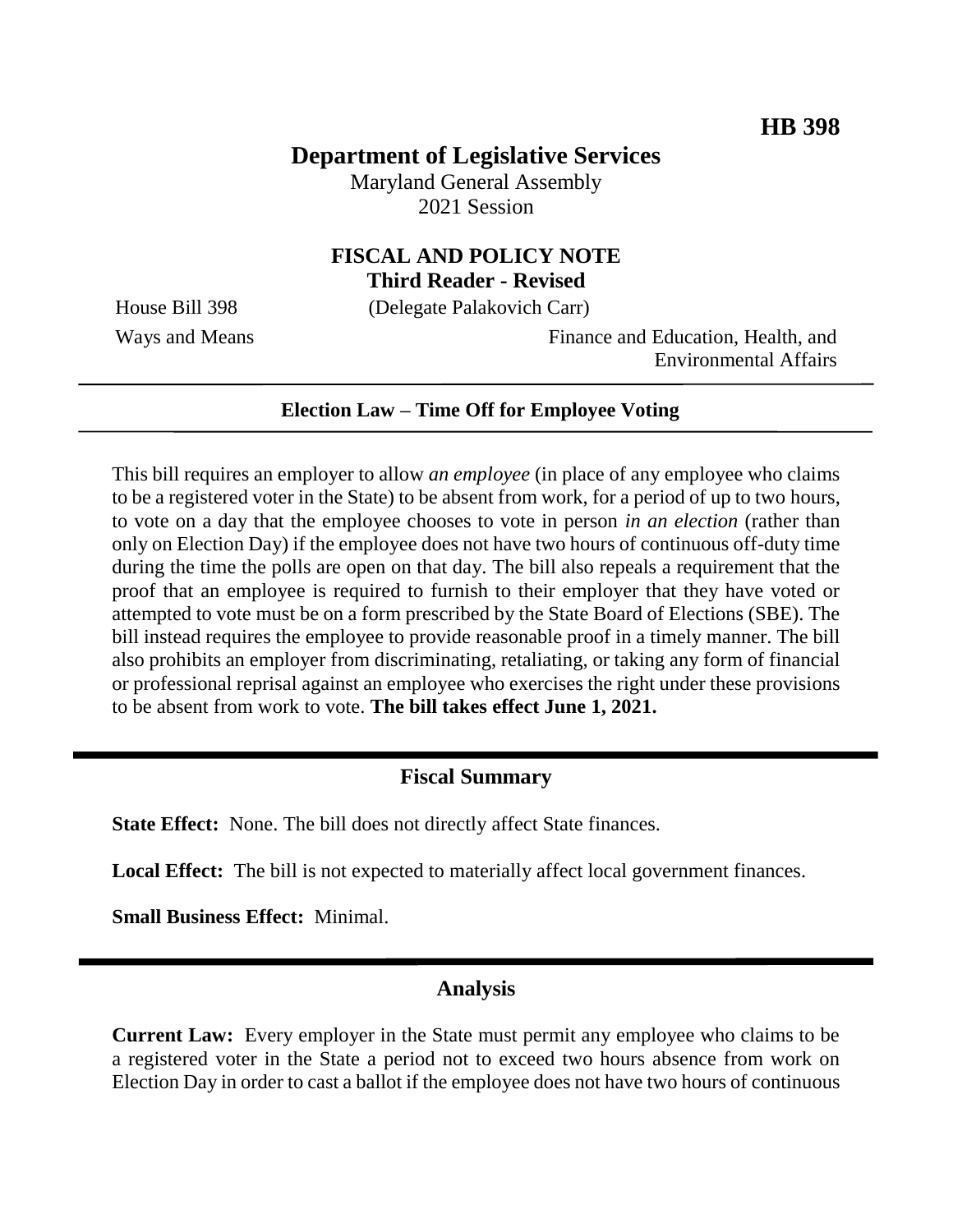**HB 398**

# Department of Legislative Services

Maryland General Assembly
2021 Session

## FISCAL AND POLICY NOTE
**Third Reader - Revised**

House Bill 398 (Delegate Palakovich Carr)

Ways and Means Finance and Education, Health, and Environmental Affairs

---

**Election Law – Time Off for Employee Voting**

---

This bill requires an employer to allow *an employee* (in place of any employee who claims to be a registered voter in the State) to be absent from work, for a period of up to two hours, to vote on a day that the employee chooses to vote in person *in an election* (rather than only on Election Day) if the employee does not have two hours of continuous off-duty time during the time the polls are open on that day. The bill also repeals a requirement that the proof that an employee is required to furnish to their employer that they have voted or attempted to vote must be on a form prescribed by the State Board of Elections (SBE). The bill instead requires the employee to provide reasonable proof in a timely manner. The bill also prohibits an employer from discriminating, retaliating, or taking any form of financial or professional reprisal against an employee who exercises the right under these provisions to be absent from work to vote. **The bill takes effect June 1, 2021.**

---

## Fiscal Summary

**State Effect:** None. The bill does not directly affect State finances.

**Local Effect:** The bill is not expected to materially affect local government finances.

**Small Business Effect:** Minimal.

---

## Analysis

**Current Law:** Every employer in the State must permit any employee who claims to be a registered voter in the State a period not to exceed two hours absence from work on Election Day in order to cast a ballot if the employee does not have two hours of continuous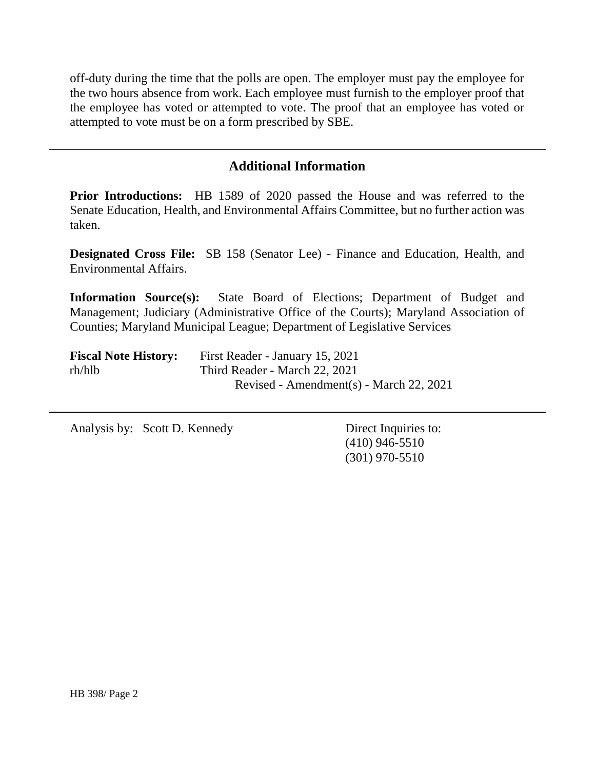off-duty during the time that the polls are open. The employer must pay the employee for the two hours absence from work. Each employee must furnish to the employer proof that the employee has voted or attempted to vote. The proof that an employee has voted or attempted to vote must be on a form prescribed by SBE.

## Additional Information

**Prior Introductions:** HB 1589 of 2020 passed the House and was referred to the Senate Education, Health, and Environmental Affairs Committee, but no further action was taken.

**Designated Cross File:** SB 158 (Senator Lee) - Finance and Education, Health, and Environmental Affairs.

**Information Source(s):** State Board of Elections; Department of Budget and Management; Judiciary (Administrative Office of the Courts); Maryland Association of Counties; Maryland Municipal League; Department of Legislative Services

| | |
|---|---|
| **Fiscal Note History:** | First Reader - January 15, 2021 |
| rh/hlb | Third Reader - March 22, 2021 |
| | Revised - Amendment(s) - March 22, 2021 |

Analysis by: Scott D. Kennedy

Direct Inquiries to:
(410) 946-5510
(301) 970-5510